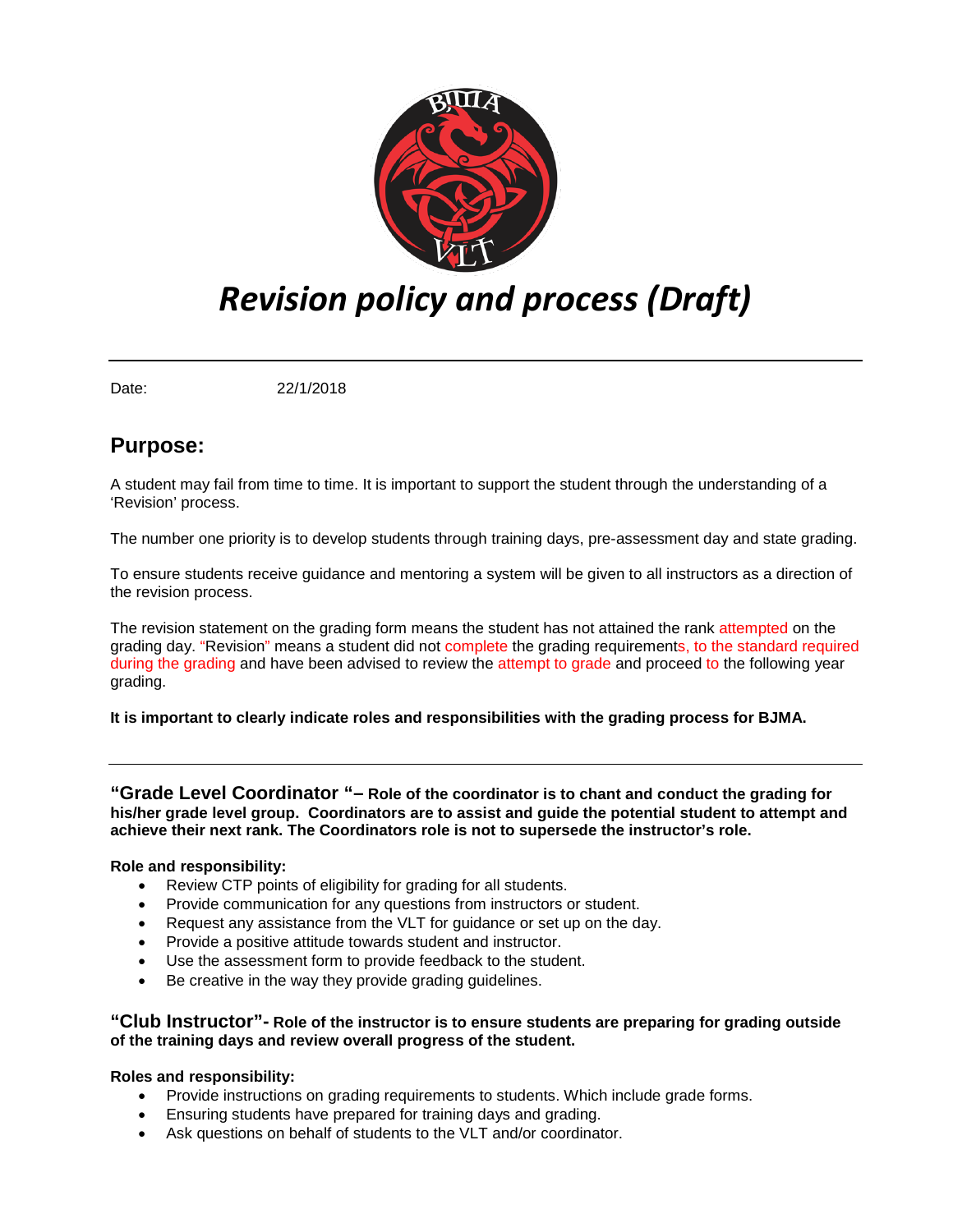# *Revision policy and process (Draft)*

Date: 22/1/2018

## Purpose:

A student may fail from time to time. It is important to support the student through the understanding of a 'Revision' process.

The number one priority is to develop students through training days, pre-assessment day and state grading.

To ensure students receive guidance and mentoring a system will be given to all instructors as a direction of the revision process.

The revision statement on the grading form means the student has not attained the rank attempted on the grading day. "Revision" means a student did not complete the grading requirements, to the standard required during the grading and have been advised to review the attempt to grade and proceed to the following year grading.

**It is important to clearly indicate roles and responsibilities with the grading process for BJMA.**

---

**"Grade Level Coordinator "– Role of the coordinator is to chant and conduct the grading for his/her grade level group. Coordinators are to assist and guide the potential student to attempt and achieve their next rank. The Coordinators role is not to supersede the instructor's role.**

**Role and responsibility:**

- Review CTP points of eligibility for grading for all students.
- Provide communication for any questions from instructors or student.
- Request any assistance from the VLT for guidance or set up on the day.
- Provide a positive attitude towards student and instructor.
- Use the assessment form to provide feedback to the student.
- Be creative in the way they provide grading guidelines.

**"Club Instructor"- Role of the instructor is to ensure students are preparing for grading outside of the training days and review overall progress of the student.**

**Roles and responsibility:**

- Provide instructions on grading requirements to students. Which include grade forms.
- Ensuring students have prepared for training days and grading.
- Ask questions on behalf of students to the VLT and/or coordinator.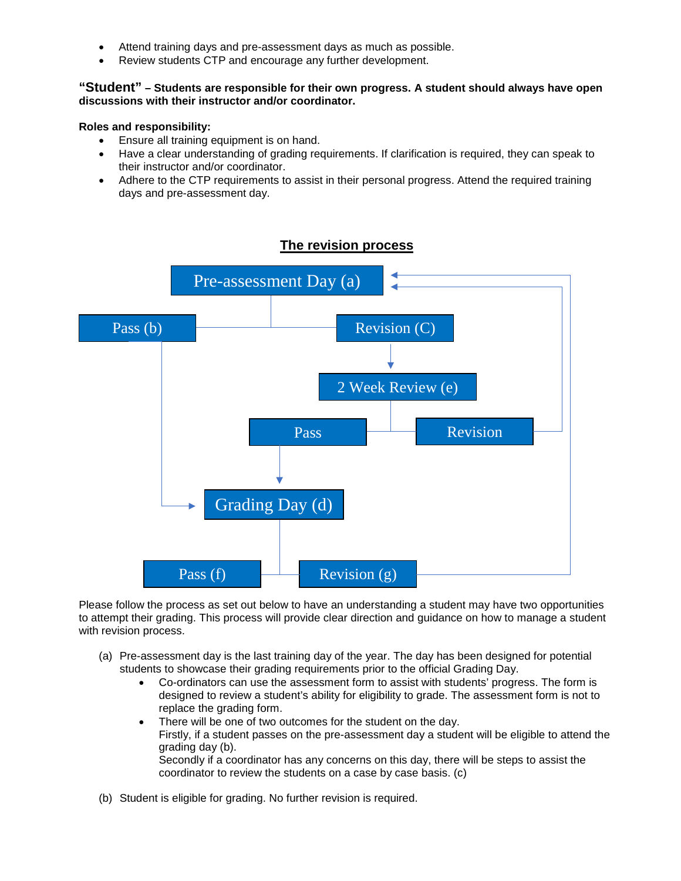- Attend training days and pre-assessment days as much as possible.
- Review students CTP and encourage any further development.

**"Student" – Students are responsible for their own progress. A student should always have open discussions with their instructor and/or coordinator.**

**Roles and responsibility:**

- Ensure all training equipment is on hand.
- Have a clear understanding of grading requirements. If clarification is required, they can speak to their instructor and/or coordinator.
- Adhere to the CTP requirements to assist in their personal progress. Attend the required training days and pre-assessment day.

## The revision process

Pre-assessment Day (a)

Pass (b)

Revision (C)

2 Week Review (e)

Pass

Revision

Grading Day (d)

Pass (f)

Revision (g)

Please follow the process as set out below to have an understanding a student may have two opportunities to attempt their grading. This process will provide clear direction and guidance on how to manage a student with revision process.

(a) Pre-assessment day is the last training day of the year. The day has been designed for potential students to showcase their grading requirements prior to the official Grading Day.
   - Co-ordinators can use the assessment form to assist with students' progress. The form is designed to review a student's ability for eligibility to grade. The assessment form is not to replace the grading form.
   - There will be one of two outcomes for the student on the day.
     Firstly, if a student passes on the pre-assessment day a student will be eligible to attend the grading day (b).
     Secondly if a coordinator has any concerns on this day, there will be steps to assist the coordinator to review the students on a case by case basis. (c)

(b) Student is eligible for grading. No further revision is required.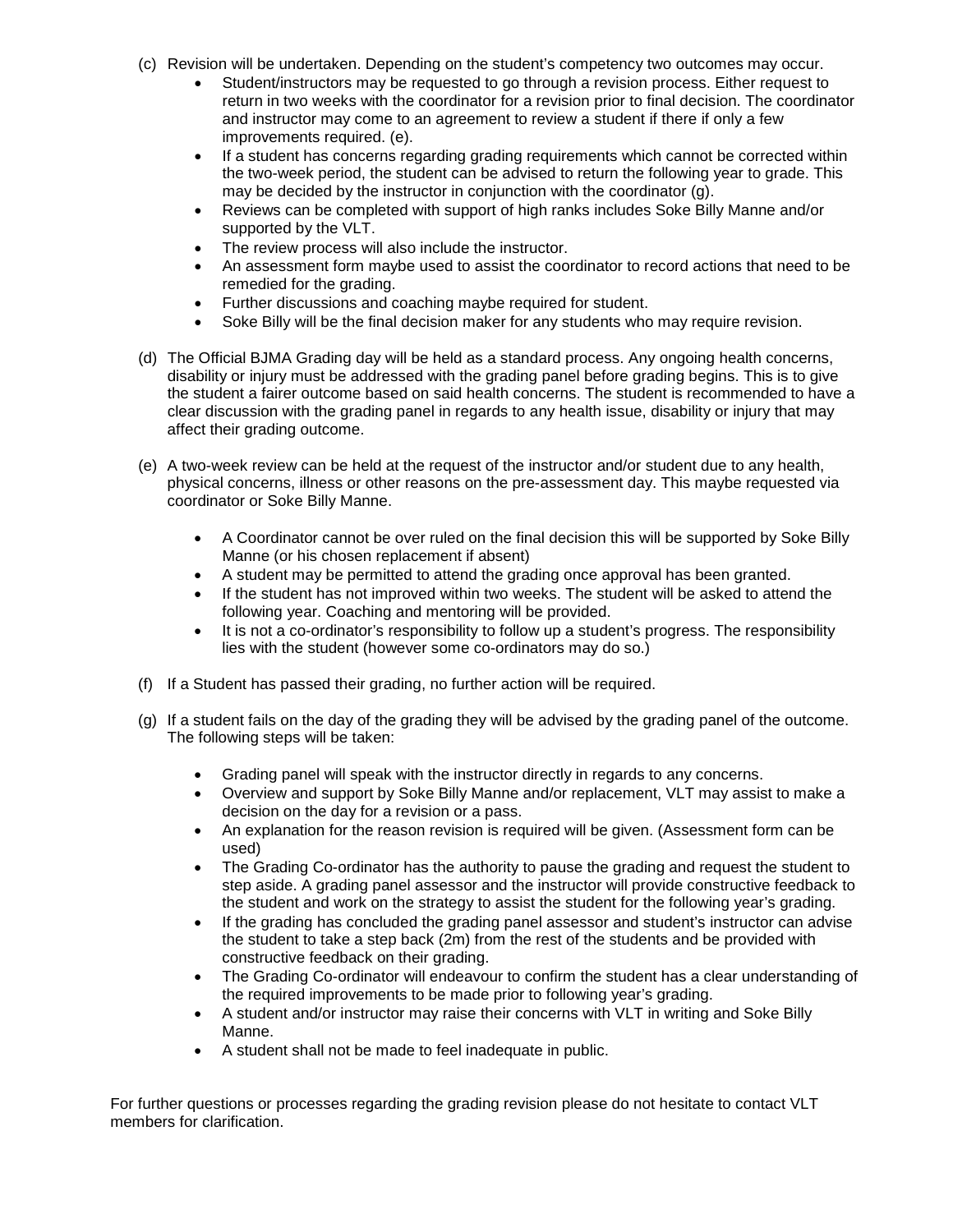(c) Revision will be undertaken. Depending on the student's competency two outcomes may occur.

- Student/instructors may be requested to go through a revision process. Either request to return in two weeks with the coordinator for a revision prior to final decision. The coordinator and instructor may come to an agreement to review a student if there if only a few improvements required. (e).
- If a student has concerns regarding grading requirements which cannot be corrected within the two-week period, the student can be advised to return the following year to grade. This may be decided by the instructor in conjunction with the coordinator (g).
- Reviews can be completed with support of high ranks includes Soke Billy Manne and/or supported by the VLT.
- The review process will also include the instructor.
- An assessment form maybe used to assist the coordinator to record actions that need to be remedied for the grading.
- Further discussions and coaching maybe required for student.
- Soke Billy will be the final decision maker for any students who may require revision.

(d) The Official BJMA Grading day will be held as a standard process. Any ongoing health concerns, disability or injury must be addressed with the grading panel before grading begins. This is to give the student a fairer outcome based on said health concerns. The student is recommended to have a clear discussion with the grading panel in regards to any health issue, disability or injury that may affect their grading outcome.

(e) A two-week review can be held at the request of the instructor and/or student due to any health, physical concerns, illness or other reasons on the pre-assessment day. This maybe requested via coordinator or Soke Billy Manne.

- A Coordinator cannot be over ruled on the final decision this will be supported by Soke Billy Manne (or his chosen replacement if absent)
- A student may be permitted to attend the grading once approval has been granted.
- If the student has not improved within two weeks. The student will be asked to attend the following year. Coaching and mentoring will be provided.
- It is not a co-ordinator's responsibility to follow up a student's progress. The responsibility lies with the student (however some co-ordinators may do so.)

(f) If a Student has passed their grading, no further action will be required.

(g) If a student fails on the day of the grading they will be advised by the grading panel of the outcome. The following steps will be taken:

- Grading panel will speak with the instructor directly in regards to any concerns.
- Overview and support by Soke Billy Manne and/or replacement, VLT may assist to make a decision on the day for a revision or a pass.
- An explanation for the reason revision is required will be given. (Assessment form can be used)
- The Grading Co-ordinator has the authority to pause the grading and request the student to step aside. A grading panel assessor and the instructor will provide constructive feedback to the student and work on the strategy to assist the student for the following year's grading.
- If the grading has concluded the grading panel assessor and student's instructor can advise the student to take a step back (2m) from the rest of the students and be provided with constructive feedback on their grading.
- The Grading Co-ordinator will endeavour to confirm the student has a clear understanding of the required improvements to be made prior to following year's grading.
- A student and/or instructor may raise their concerns with VLT in writing and Soke Billy Manne.
- A student shall not be made to feel inadequate in public.

For further questions or processes regarding the grading revision please do not hesitate to contact VLT members for clarification.